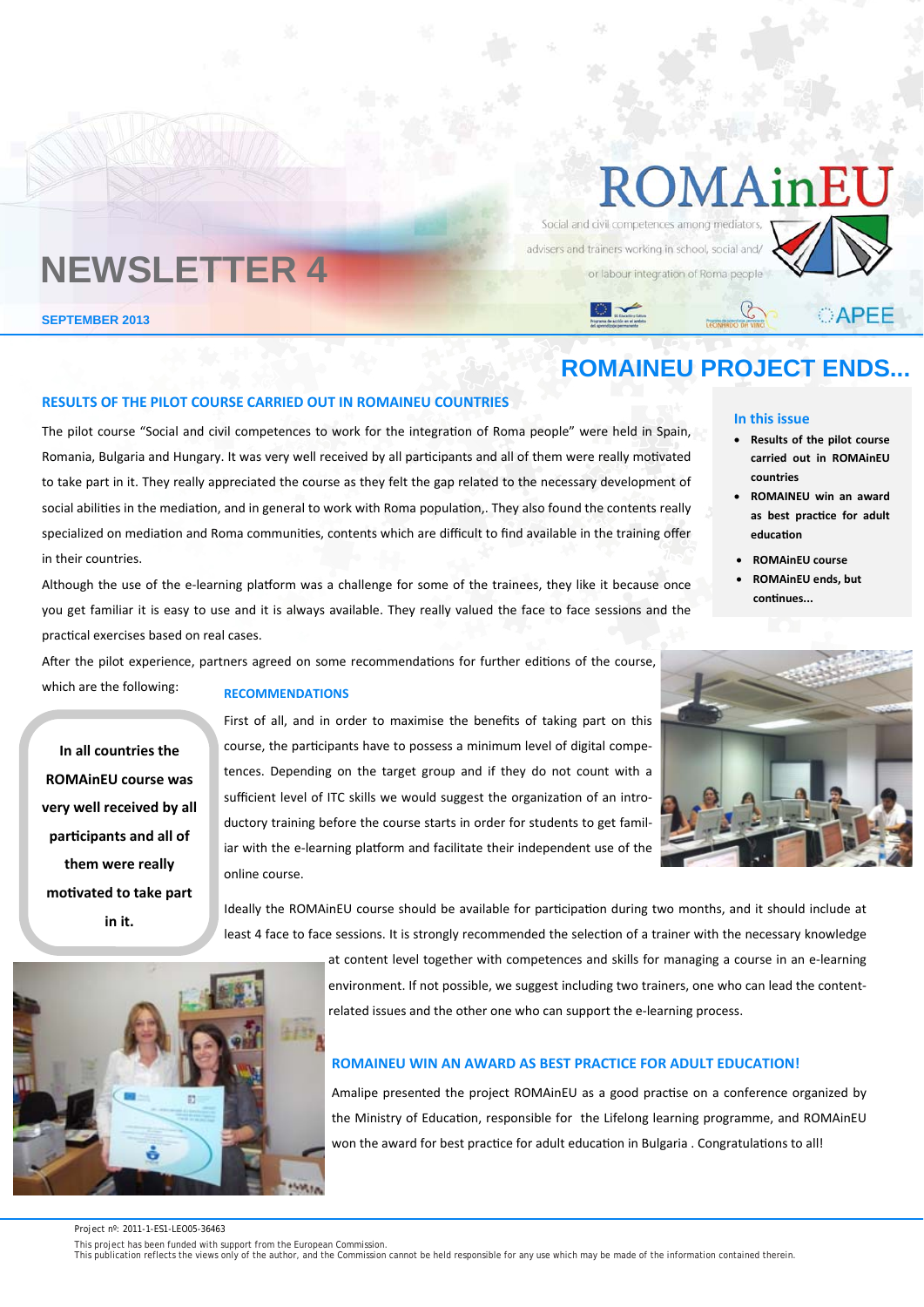# NEWSLETTER 4

**SEPTEMBER 2013**

ROMAinEU

Social and civil competences among mediators, advisers and trainers working in school, social and/ or labour integration of Roma people

APEE

## ROMAINEU PROJECT ENDS...

**In this issue**

- Results of the pilot course carried out in ROMAinEU countries
- ROMAINEU win an award as best practice for adult education
- ROMAinEU course
- ROMAinEU ends, but continues...

### RESULTS OF THE PILOT COURSE CARRIED OUT IN ROMAINEU COUNTRIES

The pilot course "Social and civil competences to work for the integration of Roma people" were held in Spain, Romania, Bulgaria and Hungary. It was very well received by all participants and all of them were really motivated to take part in it. They really appreciated the course as they felt the gap related to the necessary development of social abilities in the mediation, and in general to work with Roma population,. They also found the contents really specialized on mediation and Roma communities, contents which are difficult to find available in the training offer in their countries.

Although the use of the e-learning platform was a challenge for some of the trainees, they like it because once you get familiar it is easy to use and it is always available. They really valued the face to face sessions and the practical exercises based on real cases.

After the pilot experience, partners agreed on some recommendations for further editions of the course, which are the following:

**In all countries the ROMAinEU course was very well received by all participants and all of them were really motivated to take part in it.**

### RECOMMENDATIONS

First of all, and in order to maximise the benefits of taking part on this course, the participants have to possess a minimum level of digital competences. Depending on the target group and if they do not count with a sufficient level of ITC skills we would suggest the organization of an introductory training before the course starts in order for students to get familiar with the e-learning platform and facilitate their independent use of the online course.

Ideally the ROMAinEU course should be available for participation during two months, and it should include at least 4 face to face sessions. It is strongly recommended the selection of a trainer with the necessary knowledge at content level together with competences and skills for managing a course in an e-learning environment. If not possible, we suggest including two trainers, one who can lead the content-related issues and the other one who can support the e-learning process.

### ROMAINEU WIN AN AWARD AS BEST PRACTICE FOR ADULT EDUCATION!

Amalipe presented the project ROMAinEU as a good practise on a conference organized by the Ministry of Education, responsible for the Lifelong learning programme, and ROMAinEU won the award for best practice for adult education in Bulgaria . Congratulations to all!

Project nº: 2011-1-ES1-LEO05-36463

This project has been funded with support from the European Commission.
This publication reflects the views only of the author, and the Commission cannot be held responsible for any use which may be made of the information contained therein.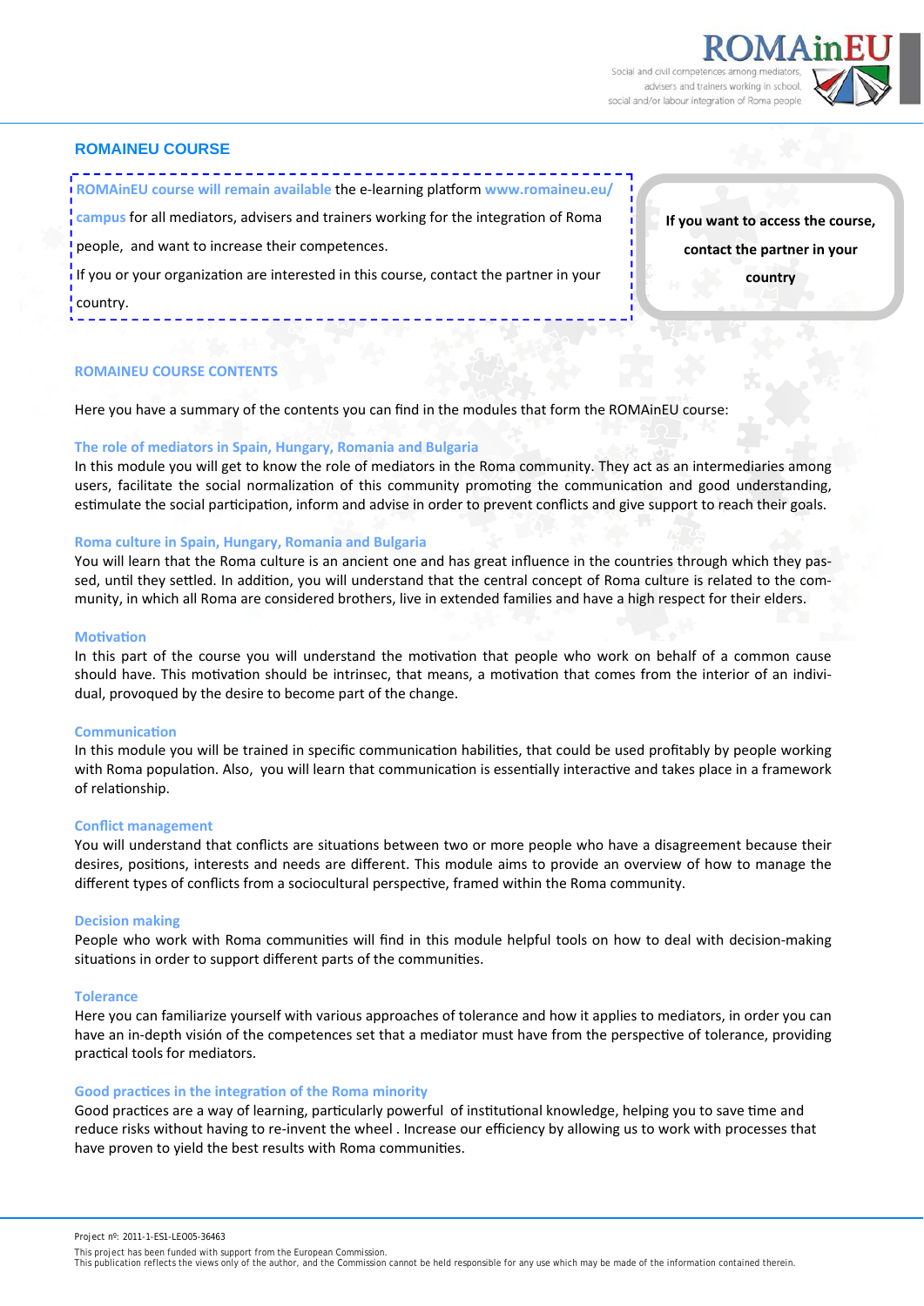## ROMAINEU COURSE

**ROMAinEU course will remain available** the e-learning platform **www.romaineu.eu/campus** for all mediators, advisers and trainers working for the integration of Roma people, and want to increase their competences.

If you or your organization are interested in this course, contact the partner in your country.

**If you want to access the course, contact the partner in your country**

### ROMAINEU COURSE CONTENTS

Here you have a summary of the contents you can find in the modules that form the ROMAinEU course:

#### The role of mediators in Spain, Hungary, Romania and Bulgaria

In this module you will get to know the role of mediators in the Roma community. They act as an intermediaries among users, facilitate the social normalization of this community promoting the communication and good understanding, estimulate the social participation, inform and advise in order to prevent conflicts and give support to reach their goals.

#### Roma culture in Spain, Hungary, Romania and Bulgaria

You will learn that the Roma culture is an ancient one and has great influence in the countries through which they passed, until they settled. In addition, you will understand that the central concept of Roma culture is related to the community, in which all Roma are considered brothers, live in extended families and have a high respect for their elders.

#### Motivation

In this part of the course you will understand the motivation that people who work on behalf of a common cause should have. This motivation should be intrinsec, that means, a motivation that comes from the interior of an individual, provoqued by the desire to become part of the change.

#### Communication

In this module you will be trained in specific communication habilities, that could be used profitably by people working with Roma population. Also, you will learn that communication is essentially interactive and takes place in a framework of relationship.

#### Conflict management

You will understand that conflicts are situations between two or more people who have a disagreement because their desires, positions, interests and needs are different. This module aims to provide an overview of how to manage the different types of conflicts from a sociocultural perspective, framed within the Roma community.

#### Decision making

People who work with Roma communities will find in this module helpful tools on how to deal with decision-making situations in order to support different parts of the communities.

#### Tolerance

Here you can familiarize yourself with various approaches of tolerance and how it applies to mediators, in order you can have an in-depth visión of the competences set that a mediator must have from the perspective of tolerance, providing practical tools for mediators.

#### Good practices in the integration of the Roma minority

Good practices are a way of learning, particularly powerful of institutional knowledge, helping you to save time and reduce risks without having to re-invent the wheel . Increase our efficiency by allowing us to work with processes that have proven to yield the best results with Roma communities.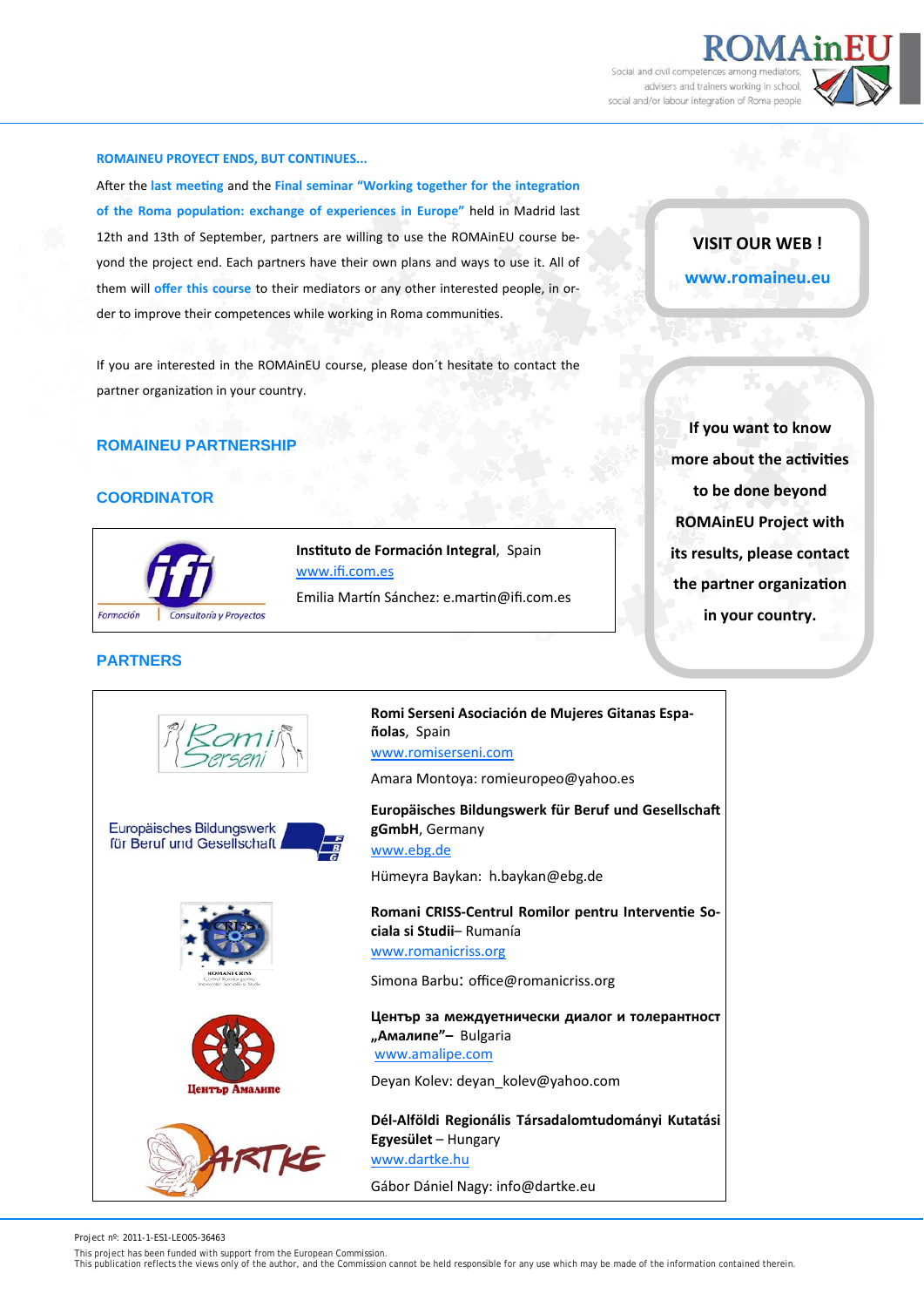## ROMAINEU PROYECT ENDS, BUT CONTINUES...

After the last meeting and the Final seminar "Working together for the integration of the Roma population: exchange of experiences in Europe" held in Madrid last 12th and 13th of September, partners are willing to use the ROMAinEU course beyond the project end. Each partners have their own plans and ways to use it. All of them will offer this course to their mediators or any other interested people, in order to improve their competences while working in Roma communities.

If you are interested in the ROMAinEU course, please don´t hesitate to contact the partner organization in your country.

**VISIT OUR WEB !**

**www.romaineu.eu**

**If you want to know more about the activities to be done beyond ROMAinEU Project with its results, please contact the partner organization in your country.**

## ROMAINEU PARTNERSHIP

### COORDINATOR

**Instituto de Formación Integral**, Spain
www.ifi.com.es
Emilia Martín Sánchez: e.martin@ifi.com.es

### PARTNERS

**Romi Serseni Asociación de Mujeres Gitanas Españolas**, Spain
www.romiserseni.com
Amara Montoya: romieuropeo@yahoo.es

**Europäisches Bildungswerk für Beruf und Gesellschaft gGmbH**, Germany
www.ebg.de
Hümeyra Baykan: h.baykan@ebg.de

**Romani CRISS-Centrul Romilor pentru Interventie Sociala si Studii**– Rumanía
www.romanicriss.org
Simona Barbu: office@romanicriss.org

**Център за междуетнически диалог и толерантност „Амалипе"–** Bulgaria
www.amalipe.com
Deyan Kolev: deyan_kolev@yahoo.com

**Dél-Alföldi Regionális Társadalomtudományi Kutatási Egyesület** – Hungary
www.dartke.hu
Gábor Dániel Nagy: info@dartke.eu

Project nº: 2011-1-ES1-LEO05-36463

This project has been funded with support from the European Commission.
This publication reflects the views only of the author, and the Commission cannot be held responsible for any use which may be made of the information contained therein.